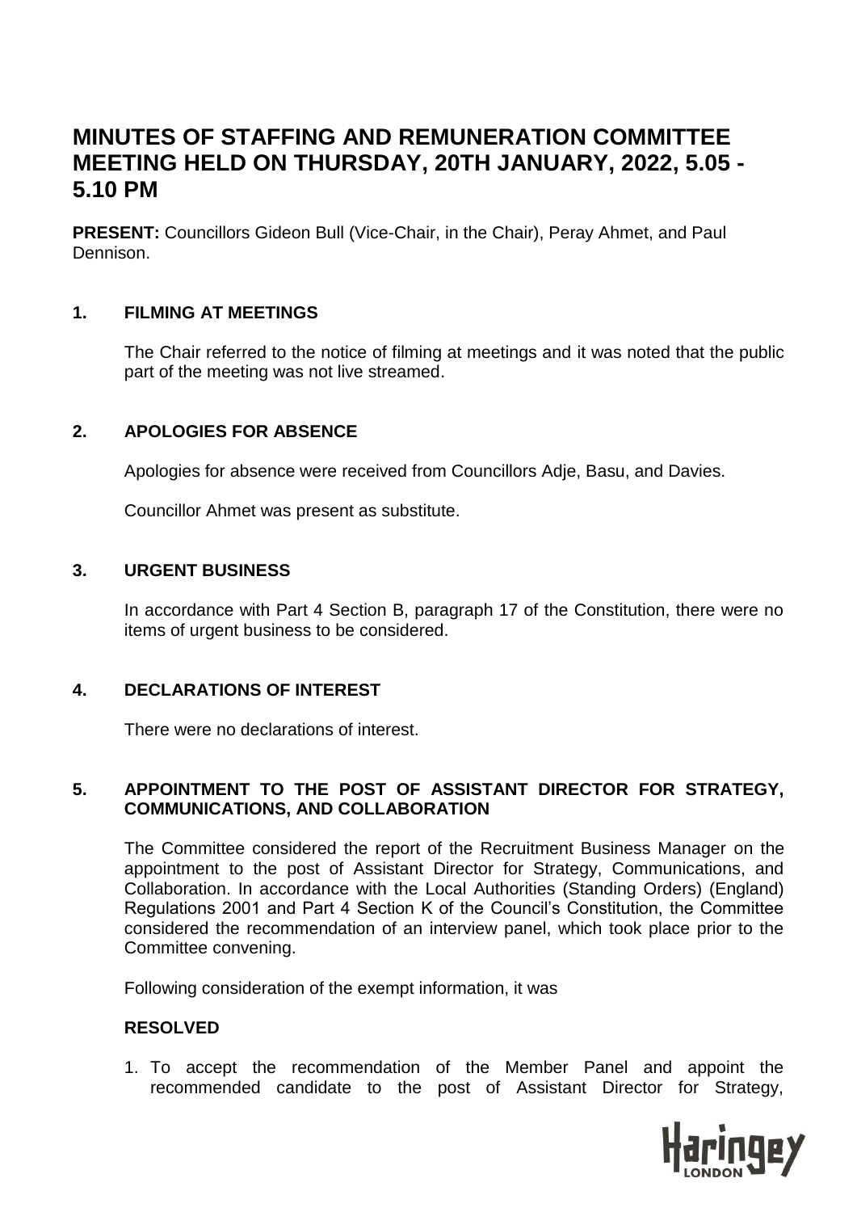# MINUTES OF STAFFING AND REMUNERATION COMMITTEE MEETING HELD ON THURSDAY, 20TH JANUARY, 2022, 5.05 - 5.10 PM

**PRESENT:** Councillors Gideon Bull (Vice-Chair, in the Chair), Peray Ahmet, and Paul Dennison.

## 1. FILMING AT MEETINGS

The Chair referred to the notice of filming at meetings and it was noted that the public part of the meeting was not live streamed.

## 2. APOLOGIES FOR ABSENCE

Apologies for absence were received from Councillors Adje, Basu, and Davies.

Councillor Ahmet was present as substitute.

## 3. URGENT BUSINESS

In accordance with Part 4 Section B, paragraph 17 of the Constitution, there were no items of urgent business to be considered.

## 4. DECLARATIONS OF INTEREST

There were no declarations of interest.

## 5. APPOINTMENT TO THE POST OF ASSISTANT DIRECTOR FOR STRATEGY, COMMUNICATIONS, AND COLLABORATION

The Committee considered the report of the Recruitment Business Manager on the appointment to the post of Assistant Director for Strategy, Communications, and Collaboration. In accordance with the Local Authorities (Standing Orders) (England) Regulations 2001 and Part 4 Section K of the Council's Constitution, the Committee considered the recommendation of an interview panel, which took place prior to the Committee convening.

Following consideration of the exempt information, it was

**RESOLVED**

1. To accept the recommendation of the Member Panel and appoint the recommended candidate to the post of Assistant Director for Strategy,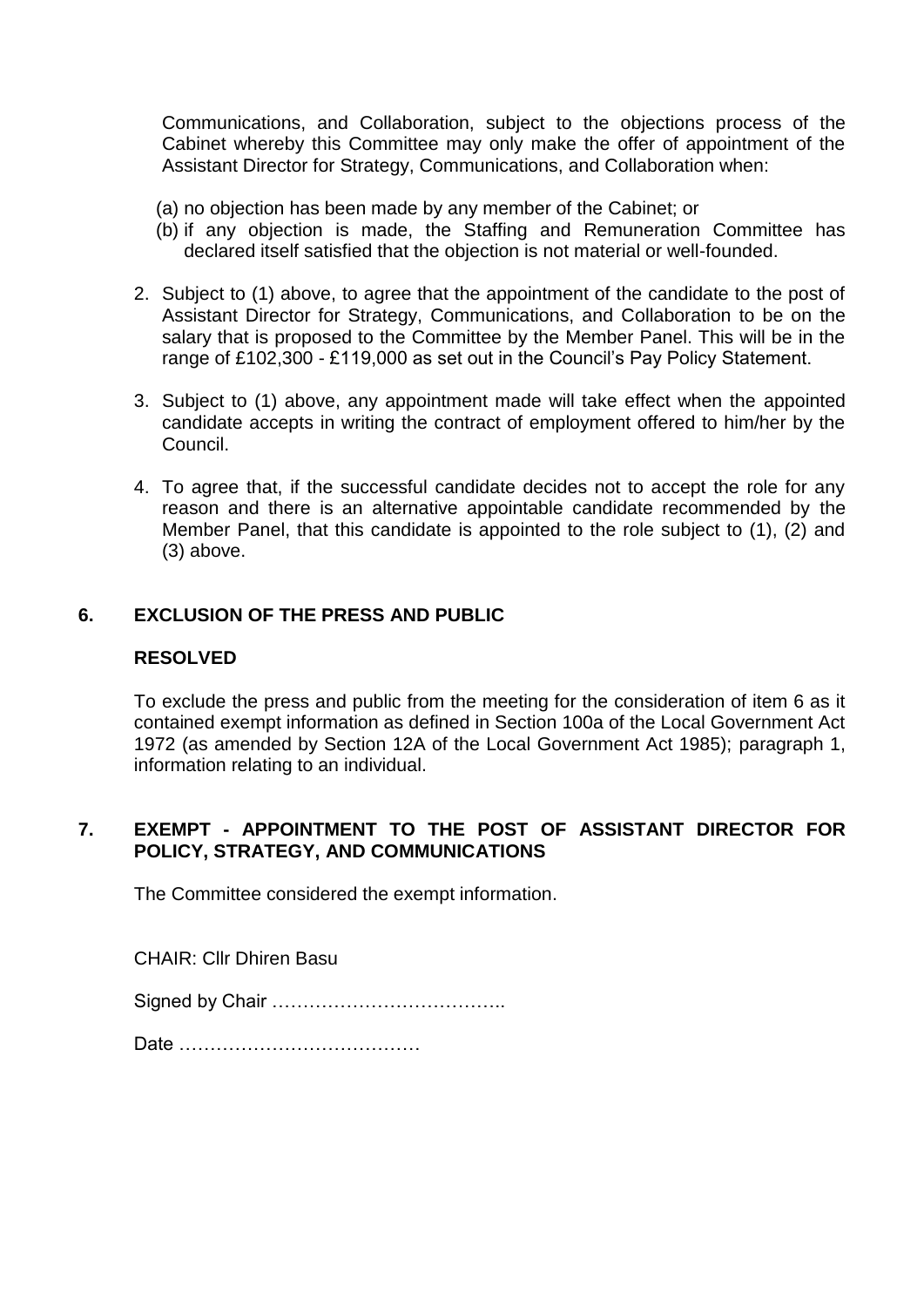Communications, and Collaboration, subject to the objections process of the Cabinet whereby this Committee may only make the offer of appointment of the Assistant Director for Strategy, Communications, and Collaboration when:

(a) no objection has been made by any member of the Cabinet; or
(b) if any objection is made, the Staffing and Remuneration Committee has declared itself satisfied that the objection is not material or well-founded.

2. Subject to (1) above, to agree that the appointment of the candidate to the post of Assistant Director for Strategy, Communications, and Collaboration to be on the salary that is proposed to the Committee by the Member Panel. This will be in the range of £102,300 - £119,000 as set out in the Council's Pay Policy Statement.

3. Subject to (1) above, any appointment made will take effect when the appointed candidate accepts in writing the contract of employment offered to him/her by the Council.

4. To agree that, if the successful candidate decides not to accept the role for any reason and there is an alternative appointable candidate recommended by the Member Panel, that this candidate is appointed to the role subject to (1), (2) and (3) above.

## 6. EXCLUSION OF THE PRESS AND PUBLIC

**RESOLVED**

To exclude the press and public from the meeting for the consideration of item 6 as it contained exempt information as defined in Section 100a of the Local Government Act 1972 (as amended by Section 12A of the Local Government Act 1985); paragraph 1, information relating to an individual.

## 7. EXEMPT - APPOINTMENT TO THE POST OF ASSISTANT DIRECTOR FOR POLICY, STRATEGY, AND COMMUNICATIONS

The Committee considered the exempt information.

CHAIR: Cllr Dhiren Basu

Signed by Chair ………………………………..

Date …………………………………